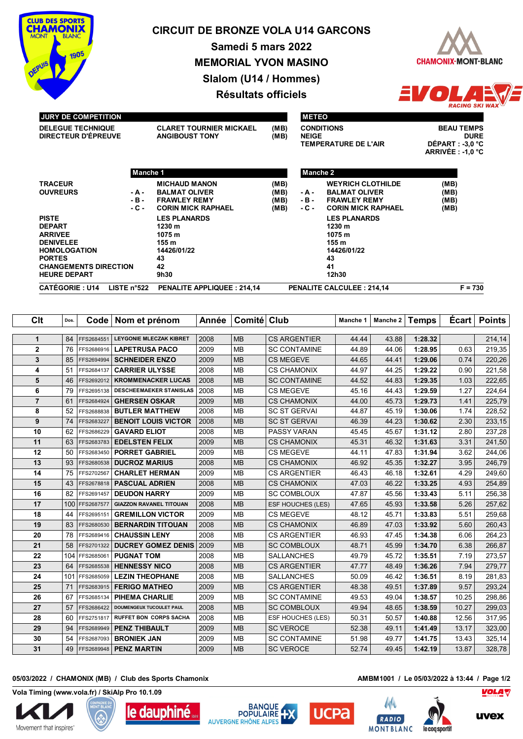# CIRCUIT DE BRONZE VOLA U14 GARCONS

## Samedi 5 mars 2022

## MEMORIAL YVON MASINO

## Slalom (U14 / Hommes)

## Résultats officiels

**JURY DE COMPETITION**

| | | |
|---|---|---|
| DELEGUE TECHNIQUE | CLARET TOURNIER MICKAEL | (MB) |
| DIRECTEUR D'ÉPREUVE | ANGIBOUST TONY | (MB) |

**METEO**

| | |
|---|---|
| CONDITIONS | BEAU TEMPS |
| NEIGE | DURE |
| TEMPERATURE DE L'AIR | DÉPART : -3,0 °C |
| | ARRIVÉE : -1,0 °C |

| | | Manche 1 | | | Manche 2 | |
|---|---|---|---|---|---|---|
| TRACEUR | | MICHAUD MANON | (MB) | | WEYRICH CLOTHILDE | (MB) |
| OUVREURS | - A - | BALMAT OLIVER | (MB) | - A - | BALMAT OLIVER | (MB) |
| | - B - | FRAWLEY REMY | (MB) | - B - | FRAWLEY REMY | (MB) |
| | - C - | CORIN MICK RAPHAEL | (MB) | - C - | CORIN MICK RAPHAEL | (MB) |
| PISTE | | LES PLANARDS | | | LES PLANARDS | |
| DEPART | | 1230 m | | | 1230 m | |
| ARRIVEE | | 1075 m | | | 1075 m | |
| DENIVELEE | | 155 m | | | 155 m | |
| HOMOLOGATION | | 14426/01/22 | | | 14426/01/22 | |
| PORTES | | 43 | | | 43 | |
| CHANGEMENTS DIRECTION | | 42 | | | 41 | |
| HEURE DEPART | | 9h30 | | | 12h30 | |

CATÉGORIE : U14 LISTE n°522 PENALITE APPLIQUEE : 214,14 PENALITE CALCULEE : 214,14 F = 730

| Clt | Dos. | Code | Nom et prénom | Année | Comité | Club | Manche 1 | Manche 2 | Temps | Écart | Points |
|---|---|---|---|---|---|---|---|---|---|---|---|
| 1 | 84 | FFS2684551 | LEYGONIE MLECZAK KIBRET | 2008 | MB | CS ARGENTIER | 44.44 | 43.88 | 1:28.32 | | 214,14 |
| 2 | 76 | FFS2686916 | LAPETRUSA PACO | 2009 | MB | SC CONTAMINE | 44.89 | 44.06 | 1:28.95 | 0.63 | 219,35 |
| 3 | 85 | FFS2694994 | SCHNEIDER ENZO | 2009 | MB | CS MEGEVE | 44.65 | 44.41 | 1:29.06 | 0.74 | 220,26 |
| 4 | 51 | FFS2684137 | CARRIER ULYSSE | 2008 | MB | CS CHAMONIX | 44.97 | 44.25 | 1:29.22 | 0.90 | 221,58 |
| 5 | 46 | FFS2692012 | KROMMENACKER LUCAS | 2008 | MB | SC CONTAMINE | 44.52 | 44.83 | 1:29.35 | 1.03 | 222,65 |
| 6 | 79 | FFS2695138 | DESCHEEMAEKER STANISLAS | 2008 | MB | CS MEGEVE | 45.16 | 44.43 | 1:29.59 | 1.27 | 224,64 |
| 7 | 61 | FFS2684924 | GHERSEN OSKAR | 2009 | MB | CS CHAMONIX | 44.00 | 45.73 | 1:29.73 | 1.41 | 225,79 |
| 8 | 52 | FFS2688838 | BUTLER MATTHEW | 2008 | MB | SC ST GERVAI | 44.87 | 45.19 | 1:30.06 | 1.74 | 228,52 |
| 9 | 74 | FFS2683227 | BENOIT LOUIS VICTOR | 2008 | MB | SC ST GERVAI | 46.39 | 44.23 | 1:30.62 | 2.30 | 233,15 |
| 10 | 62 | FFS2686229 | GAVARD ELIOT | 2008 | MB | PASSY VARAN | 45.45 | 45.67 | 1:31.12 | 2.80 | 237,28 |
| 11 | 63 | FFS2683783 | EDELSTEN FELIX | 2009 | MB | CS CHAMONIX | 45.31 | 46.32 | 1:31.63 | 3.31 | 241,50 |
| 12 | 50 | FFS2683450 | PORRET GABRIEL | 2009 | MB | CS MEGEVE | 44.11 | 47.83 | 1:31.94 | 3.62 | 244,06 |
| 13 | 93 | FFS2680538 | DUCROZ MARIUS | 2008 | MB | CS CHAMONIX | 46.92 | 45.35 | 1:32.27 | 3.95 | 246,79 |
| 14 | 75 | FFS2702567 | CHARLET HERMAN | 2009 | MB | CS ARGENTIER | 46.43 | 46.18 | 1:32.61 | 4.29 | 249,60 |
| 15 | 43 | FFS2678818 | PASCUAL ADRIEN | 2008 | MB | CS CHAMONIX | 47.03 | 46.22 | 1:33.25 | 4.93 | 254,89 |
| 16 | 82 | FFS2691457 | DEUDON HARRY | 2009 | MB | SC COMBLOUX | 47.87 | 45.56 | 1:33.43 | 5.11 | 256,38 |
| 17 | 100 | FFS2687577 | GIAZZON RAVANEL TITOUAN | 2008 | MB | ESF HOUCHES (LES) | 47.65 | 45.93 | 1:33.58 | 5.26 | 257,62 |
| 18 | 44 | FFS2695151 | GREMILLON VICTOR | 2009 | MB | CS MEGEVE | 48.12 | 45.71 | 1:33.83 | 5.51 | 259,68 |
| 19 | 83 | FFS2680530 | BERNARDIN TITOUAN | 2008 | MB | CS CHAMONIX | 46.89 | 47.03 | 1:33.92 | 5.60 | 260,43 |
| 20 | 78 | FFS2689416 | CHAUSSIN LENY | 2008 | MB | CS ARGENTIER | 46.93 | 47.45 | 1:34.38 | 6.06 | 264,23 |
| 21 | 58 | FFS2701322 | DUCREY GOMEZ DENIS | 2009 | MB | SC COMBLOUX | 48.71 | 45.99 | 1:34.70 | 6.38 | 266,87 |
| 22 | 104 | FFS2685061 | PUGNAT TOM | 2008 | MB | SALLANCHES | 49.79 | 45.72 | 1:35.51 | 7.19 | 273,57 |
| 23 | 64 | FFS2685538 | HENNESSY NICO | 2008 | MB | CS ARGENTIER | 47.77 | 48.49 | 1:36.26 | 7.94 | 279,77 |
| 24 | 101 | FFS2685059 | LEZIN THEOPHANE | 2008 | MB | SALLANCHES | 50.09 | 46.42 | 1:36.51 | 8.19 | 281,83 |
| 25 | 71 | FFS2683915 | FERIGO MATHEO | 2009 | MB | CS ARGENTIER | 48.38 | 49.51 | 1:37.89 | 9.57 | 293,24 |
| 26 | 67 | FFS2685134 | PIHEMA CHARLIE | 2009 | MB | SC CONTAMINE | 49.53 | 49.04 | 1:38.57 | 10.25 | 298,86 |
| 27 | 57 | FFS2686422 | DOUMENGEUX TUCOULET PAUL | 2008 | MB | SC COMBLOUX | 49.94 | 48.65 | 1:38.59 | 10.27 | 299,03 |
| 28 | 60 | FFS2751817 | RUFFET BON CORPS SACHA | 2008 | MB | ESF HOUCHES (LES) | 50.31 | 50.57 | 1:40.88 | 12.56 | 317,95 |
| 29 | 94 | FFS2689949 | PENZ THIBAULT | 2009 | MB | SC VEROCE | 52.38 | 49.11 | 1:41.49 | 13.17 | 323,00 |
| 30 | 54 | FFS2687093 | BRONIEK JAN | 2009 | MB | SC CONTAMINE | 51.98 | 49.77 | 1:41.75 | 13.43 | 325,14 |
| 31 | 49 | FFS2689948 | PENZ MARTIN | 2009 | MB | SC VEROCE | 52.74 | 49.45 | 1:42.19 | 13.87 | 328,78 |

05/03/2022 / CHAMONIX (MB) / Club des Sports Chamonix — AMBM1001 / Le 05/03/2022 à 13:44

Vola Timing (www.vola.fr) / SkiAlp Pro 10.1.09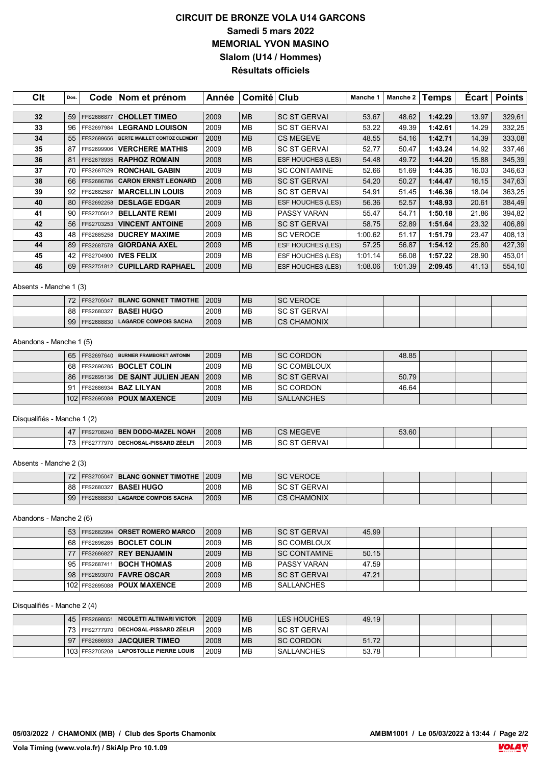# CIRCUIT DE BRONZE VOLA U14 GARCONS

## Samedi 5 mars 2022

## MEMORIAL YVON MASINO

## Slalom (U14 / Hommes)

## Résultats officiels

| Clt | Dos. | Code | Nom et prénom | Année | Comité | Club | Manche 1 | Manche 2 | Temps | Écart | Points |
|---|---|---|---|---|---|---|---|---|---|---|---|
| 32 | 59 | FFS2686877 | CHOLLET TIMEO | 2009 | MB | SC ST GERVAI | 53.67 | 48.62 | 1:42.29 | 13.97 | 329,61 |
| 33 | 96 | FFS2697984 | LEGRAND LOUISON | 2009 | MB | SC ST GERVAI | 53.22 | 49.39 | 1:42.61 | 14.29 | 332,25 |
| 34 | 55 | FFS2689656 | BERTE MAILLET CONTOZ CLEMENT | 2008 | MB | CS MEGEVE | 48.55 | 54.16 | 1:42.71 | 14.39 | 333,08 |
| 35 | 87 | FFS2699906 | VERCHERE MATHIS | 2009 | MB | SC ST GERVAI | 52.77 | 50.47 | 1:43.24 | 14.92 | 337,46 |
| 36 | 81 | FFS2678935 | RAPHOZ ROMAIN | 2008 | MB | ESF HOUCHES (LES) | 54.48 | 49.72 | 1:44.20 | 15.88 | 345,39 |
| 37 | 70 | FFS2687529 | RONCHAIL GABIN | 2009 | MB | SC CONTAMINE | 52.66 | 51.69 | 1:44.35 | 16.03 | 346,63 |
| 38 | 66 | FFS2686786 | CARON ERNST LEONARD | 2008 | MB | SC ST GERVAI | 54.20 | 50.27 | 1:44.47 | 16.15 | 347,63 |
| 39 | 92 | FFS2682587 | MARCELLIN LOUIS | 2009 | MB | SC ST GERVAI | 54.91 | 51.45 | 1:46.36 | 18.04 | 363,25 |
| 40 | 80 | FFS2692258 | DESLAGE EDGAR | 2009 | MB | ESF HOUCHES (LES) | 56.36 | 52.57 | 1:48.93 | 20.61 | 384,49 |
| 41 | 90 | FFS2705612 | BELLANTE REMI | 2009 | MB | PASSY VARAN | 55.47 | 54.71 | 1:50.18 | 21.86 | 394,82 |
| 42 | 56 | FFS2703253 | VINCENT ANTOINE | 2009 | MB | SC ST GERVAI | 58.75 | 52.89 | 1:51.64 | 23.32 | 406,89 |
| 43 | 48 | FFS2685258 | DUCREY MAXIME | 2009 | MB | SC VEROCE | 1:00.62 | 51.17 | 1:51.79 | 23.47 | 408,13 |
| 44 | 89 | FFS2687578 | GIORDANA AXEL | 2009 | MB | ESF HOUCHES (LES) | 57.25 | 56.87 | 1:54.12 | 25.80 | 427,39 |
| 45 | 42 | FFS2704900 | IVES FELIX | 2009 | MB | ESF HOUCHES (LES) | 1:01.14 | 56.08 | 1:57.22 | 28.90 | 453,01 |
| 46 | 69 | FFS2751812 | CUPILLARD RAPHAEL | 2008 | MB | ESF HOUCHES (LES) | 1:08.06 | 1:01.39 | 2:09.45 | 41.13 | 554,10 |

Absents - Manche 1 (3)

| | Dos. | Code | Nom et prénom | Année | Comité | Club | Manche 1 | Manche 2 | Temps | Écart | Points |
|---|---|---|---|---|---|---|---|---|---|---|---|
| | 72 | FFS2705047 | BLANC GONNET TIMOTHE | 2009 | MB | SC VEROCE | | | | | |
| | 88 | FFS2680327 | BASEI HUGO | 2008 | MB | SC ST GERVAI | | | | | |
| | 99 | FFS2688830 | LAGARDE COMPOIS SACHA | 2009 | MB | CS CHAMONIX | | | | | |

Abandons - Manche 1 (5)

| | Dos. | Code | Nom et prénom | Année | Comité | Club | Manche 1 | Manche 2 | Temps | Écart | Points |
|---|---|---|---|---|---|---|---|---|---|---|---|
| | 65 | FFS2697640 | BURNIER FRAMBORET ANTONIN | 2009 | MB | SC CORDON | | 48.85 | | | |
| | 68 | FFS2696285 | BOCLET COLIN | 2009 | MB | SC COMBLOUX | | | | | |
| | 86 | FFS2695136 | DE SAINT JULIEN JEAN | 2009 | MB | SC ST GERVAI | | 50.79 | | | |
| | 91 | FFS2686934 | BAZ LILYAN | 2008 | MB | SC CORDON | | 46.64 | | | |
| | 102 | FFS2695088 | POUX MAXENCE | 2009 | MB | SALLANCHES | | | | | |

Disqualifiés - Manche 1 (2)

| | Dos. | Code | Nom et prénom | Année | Comité | Club | Manche 1 | Manche 2 | Temps | Écart | Points |
|---|---|---|---|---|---|---|---|---|---|---|---|
| | 47 | FFS2708240 | BEN DODO-MAZEL NOAH | 2008 | MB | CS MEGEVE | | 53.60 | | | |
| | 73 | FFS2777970 | DECHOSAL-PISSARD ZÉELFI | 2009 | MB | SC ST GERVAI | | | | | |

Absents - Manche 2 (3)

| | Dos. | Code | Nom et prénom | Année | Comité | Club | Manche 1 | Manche 2 | Temps | Écart | Points |
|---|---|---|---|---|---|---|---|---|---|---|---|
| | 72 | FFS2705047 | BLANC GONNET TIMOTHE | 2009 | MB | SC VEROCE | | | | | |
| | 88 | FFS2680327 | BASEI HUGO | 2008 | MB | SC ST GERVAI | | | | | |
| | 99 | FFS2688830 | LAGARDE COMPOIS SACHA | 2009 | MB | CS CHAMONIX | | | | | |

Abandons - Manche 2 (6)

| | Dos. | Code | Nom et prénom | Année | Comité | Club | Manche 1 | Manche 2 | Temps | Écart | Points |
|---|---|---|---|---|---|---|---|---|---|---|---|
| | 53 | FFS2682994 | ORSET ROMERO MARCO | 2009 | MB | SC ST GERVAI | 45.99 | | | | |
| | 68 | FFS2696285 | BOCLET COLIN | 2009 | MB | SC COMBLOUX | | | | | |
| | 77 | FFS2686827 | REY BENJAMIN | 2009 | MB | SC CONTAMINE | 50.15 | | | | |
| | 95 | FFS2687411 | BOCH THOMAS | 2008 | MB | PASSY VARAN | 47.59 | | | | |
| | 98 | FFS2693070 | FAVRE OSCAR | 2009 | MB | SC ST GERVAI | 47.21 | | | | |
| | 102 | FFS2695088 | POUX MAXENCE | 2009 | MB | SALLANCHES | | | | | |

Disqualifiés - Manche 2 (4)

| | Dos. | Code | Nom et prénom | Année | Comité | Club | Manche 1 | Manche 2 | Temps | Écart | Points |
|---|---|---|---|---|---|---|---|---|---|---|---|
| | 45 | FFS2698051 | NICOLETTI ALTIMARI VICTOR | 2009 | MB | LES HOUCHES | 49.19 | | | | |
| | 73 | FFS2777970 | DECHOSAL-PISSARD ZÉELFI | 2009 | MB | SC ST GERVAI | | | | | |
| | 97 | FFS2686933 | JACQUIER TIMEO | 2008 | MB | SC CORDON | 51.72 | | | | |
| | 103 | FFS2705208 | LAPOSTOLLE PIERRE LOUIS | 2009 | MB | SALLANCHES | 53.78 | | | | |

05/03/2022 / CHAMONIX (MB) / Club des Sports Chamonix — AMBM1001 / Le 05/03/2022 à 13:44

Vola Timing (www.vola.fr) / SkiAlp Pro 10.1.09